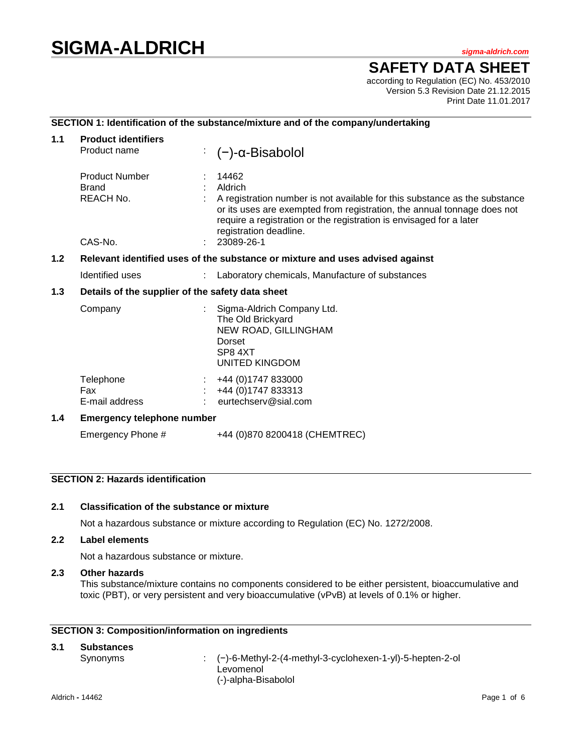# SIGMA-ALDRICH

*sigma-aldrich.com*

## SAFETY DATA SHEET

according to Regulation (EC) No. 453/2010
Version 5.3 Revision Date 21.12.2015
Print Date 11.01.2017

### SECTION 1: Identification of the substance/mixture and of the company/undertaking

**1.1 Product identifiers**

| | | |
|---|---|---|
| Product name | : | (−)-α-Bisabolol |
| Product Number | : | 14462 |
| Brand | : | Aldrich |
| REACH No. | : | A registration number is not available for this substance as the substance or its uses are exempted from registration, the annual tonnage does not require a registration or the registration is envisaged for a later registration deadline. |
| CAS-No. | : | 23089-26-1 |

**1.2 Relevant identified uses of the substance or mixture and uses advised against**

| | | |
|---|---|---|
| Identified uses | : | Laboratory chemicals, Manufacture of substances |

**1.3 Details of the supplier of the safety data sheet**

| | | |
|---|---|---|
| Company | : | Sigma-Aldrich Company Ltd.<br>The Old Brickyard<br>NEW ROAD, GILLINGHAM<br>Dorset<br>SP8 4XT<br>UNITED KINGDOM |
| Telephone | : | +44 (0)1747 833000 |
| Fax | : | +44 (0)1747 833313 |
| E-mail address | : | eurtechserv@sial.com |

**1.4 Emergency telephone number**

Emergency Phone # +44 (0)870 8200418 (CHEMTREC)

### SECTION 2: Hazards identification

**2.1 Classification of the substance or mixture**

Not a hazardous substance or mixture according to Regulation (EC) No. 1272/2008.

**2.2 Label elements**

Not a hazardous substance or mixture.

**2.3 Other hazards**

This substance/mixture contains no components considered to be either persistent, bioaccumulative and toxic (PBT), or very persistent and very bioaccumulative (vPvB) at levels of 0.1% or higher.

### SECTION 3: Composition/information on ingredients

**3.1 Substances**

| | | |
|---|---|---|
| Synonyms | : | (−)-6-Methyl-2-(4-methyl-3-cyclohexen-1-yl)-5-hepten-2-ol<br>Levomenol<br>(-)-alpha-Bisabolol |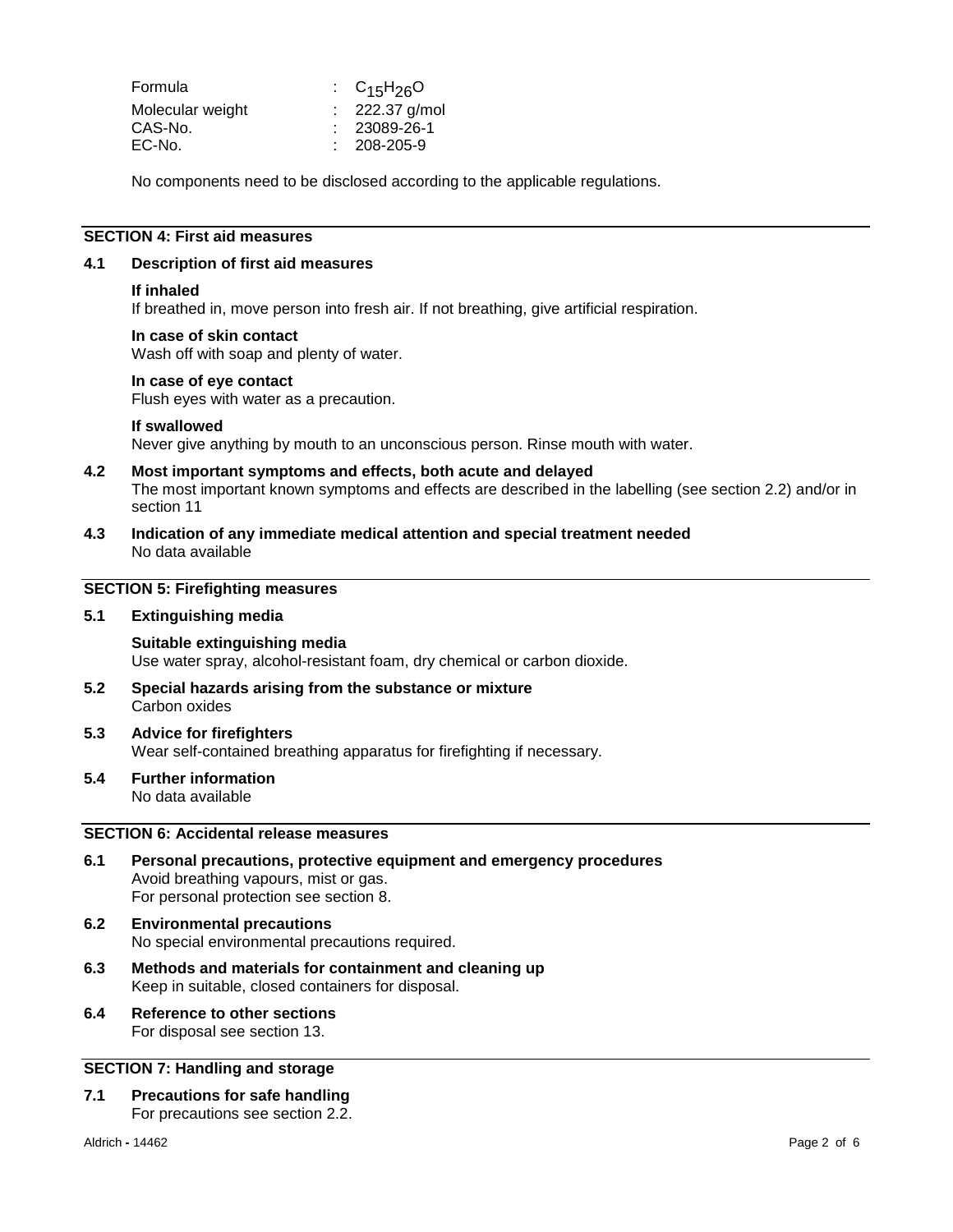| | | |
|---|---|---|
| Formula | : | $C_{15}H_{26}O$ |
| Molecular weight | : | 222.37 g/mol |
| CAS-No. | : | 23089-26-1 |
| EC-No. | : | 208-205-9 |

No components need to be disclosed according to the applicable regulations.

## SECTION 4: First aid measures

### 4.1 Description of first aid measures

**If inhaled**
If breathed in, move person into fresh air. If not breathing, give artificial respiration.

**In case of skin contact**
Wash off with soap and plenty of water.

**In case of eye contact**
Flush eyes with water as a precaution.

**If swallowed**
Never give anything by mouth to an unconscious person. Rinse mouth with water.

### 4.2 Most important symptoms and effects, both acute and delayed

The most important known symptoms and effects are described in the labelling (see section 2.2) and/or in section 11

### 4.3 Indication of any immediate medical attention and special treatment needed

No data available

## SECTION 5: Firefighting measures

### 5.1 Extinguishing media

**Suitable extinguishing media**
Use water spray, alcohol-resistant foam, dry chemical or carbon dioxide.

### 5.2 Special hazards arising from the substance or mixture

Carbon oxides

### 5.3 Advice for firefighters

Wear self-contained breathing apparatus for firefighting if necessary.

### 5.4 Further information

No data available

## SECTION 6: Accidental release measures

### 6.1 Personal precautions, protective equipment and emergency procedures

Avoid breathing vapours, mist or gas.
For personal protection see section 8.

### 6.2 Environmental precautions

No special environmental precautions required.

### 6.3 Methods and materials for containment and cleaning up

Keep in suitable, closed containers for disposal.

### 6.4 Reference to other sections

For disposal see section 13.

## SECTION 7: Handling and storage

### 7.1 Precautions for safe handling

For precautions see section 2.2.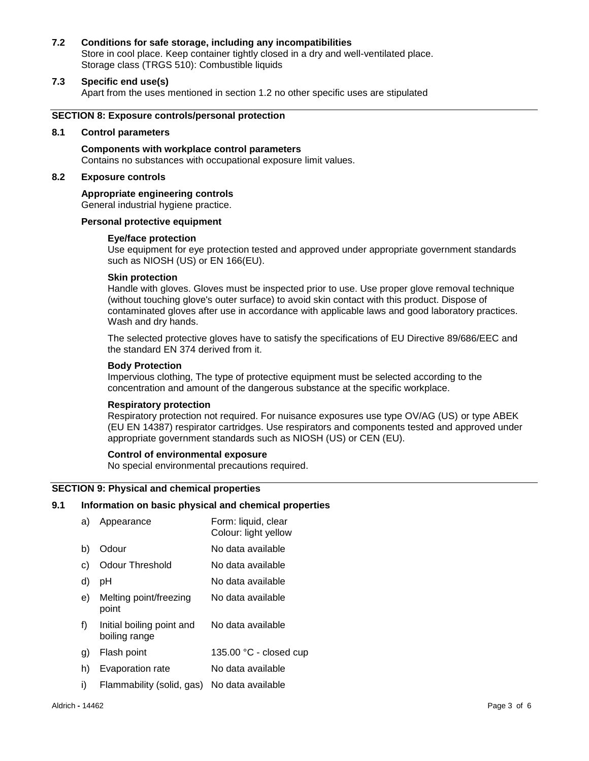### 7.2 Conditions for safe storage, including any incompatibilities

Store in cool place. Keep container tightly closed in a dry and well-ventilated place.
Storage class (TRGS 510): Combustible liquids

### 7.3 Specific end use(s)

Apart from the uses mentioned in section 1.2 no other specific uses are stipulated

## SECTION 8: Exposure controls/personal protection

### 8.1 Control parameters

**Components with workplace control parameters**
Contains no substances with occupational exposure limit values.

### 8.2 Exposure controls

**Appropriate engineering controls**
General industrial hygiene practice.

**Personal protective equipment**

**Eye/face protection**
Use equipment for eye protection tested and approved under appropriate government standards such as NIOSH (US) or EN 166(EU).

**Skin protection**
Handle with gloves. Gloves must be inspected prior to use. Use proper glove removal technique (without touching glove's outer surface) to avoid skin contact with this product. Dispose of contaminated gloves after use in accordance with applicable laws and good laboratory practices. Wash and dry hands.

The selected protective gloves have to satisfy the specifications of EU Directive 89/686/EEC and the standard EN 374 derived from it.

**Body Protection**
Impervious clothing, The type of protective equipment must be selected according to the concentration and amount of the dangerous substance at the specific workplace.

**Respiratory protection**
Respiratory protection not required. For nuisance exposures use type OV/AG (US) or type ABEK (EU EN 14387) respirator cartridges. Use respirators and components tested and approved under appropriate government standards such as NIOSH (US) or CEN (EU).

**Control of environmental exposure**
No special environmental precautions required.

## SECTION 9: Physical and chemical properties

### 9.1 Information on basic physical and chemical properties

| | Property | Value |
|---|---|---|
| a) | Appearance | Form: liquid, clear<br>Colour: light yellow |
| b) | Odour | No data available |
| c) | Odour Threshold | No data available |
| d) | pH | No data available |
| e) | Melting point/freezing point | No data available |
| f) | Initial boiling point and boiling range | No data available |
| g) | Flash point | 135.00 °C - closed cup |
| h) | Evaporation rate | No data available |
| i) | Flammability (solid, gas) | No data available |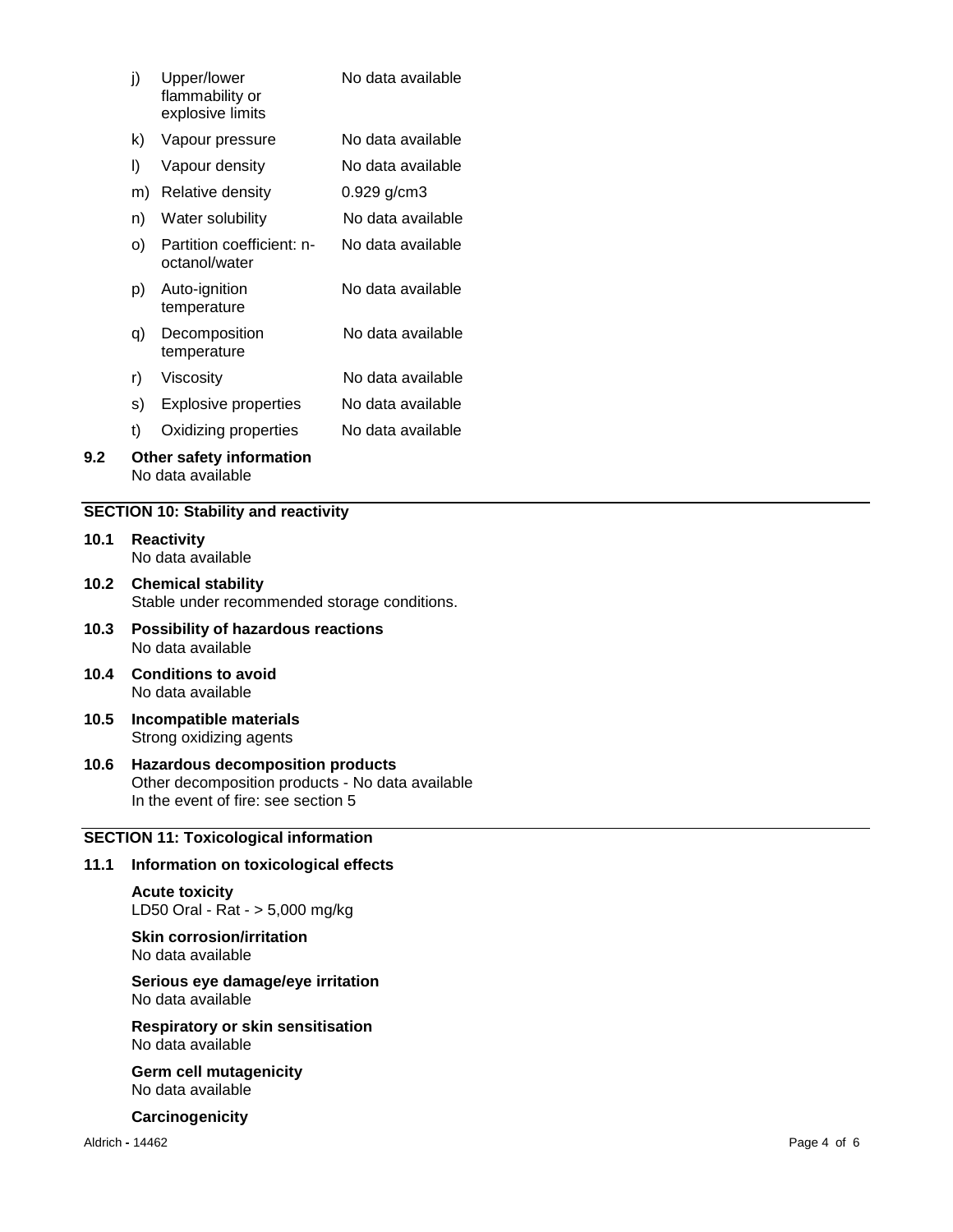j) Upper/lower flammability or explosive limits — No data available

k) Vapour pressure — No data available

l) Vapour density — No data available

m) Relative density — 0.929 g/cm3

n) Water solubility — No data available

o) Partition coefficient: n-octanol/water — No data available

p) Auto-ignition temperature — No data available

q) Decomposition temperature — No data available

r) Viscosity — No data available

s) Explosive properties — No data available

t) Oxidizing properties — No data available

**9.2 Other safety information**
No data available

## SECTION 10: Stability and reactivity

**10.1 Reactivity**
No data available

**10.2 Chemical stability**
Stable under recommended storage conditions.

**10.3 Possibility of hazardous reactions**
No data available

**10.4 Conditions to avoid**
No data available

**10.5 Incompatible materials**
Strong oxidizing agents

**10.6 Hazardous decomposition products**
Other decomposition products - No data available
In the event of fire: see section 5

## SECTION 11: Toxicological information

**11.1 Information on toxicological effects**

**Acute toxicity**
LD50 Oral - Rat - > 5,000 mg/kg

**Skin corrosion/irritation**
No data available

**Serious eye damage/eye irritation**
No data available

**Respiratory or skin sensitisation**
No data available

**Germ cell mutagenicity**
No data available

**Carcinogenicity**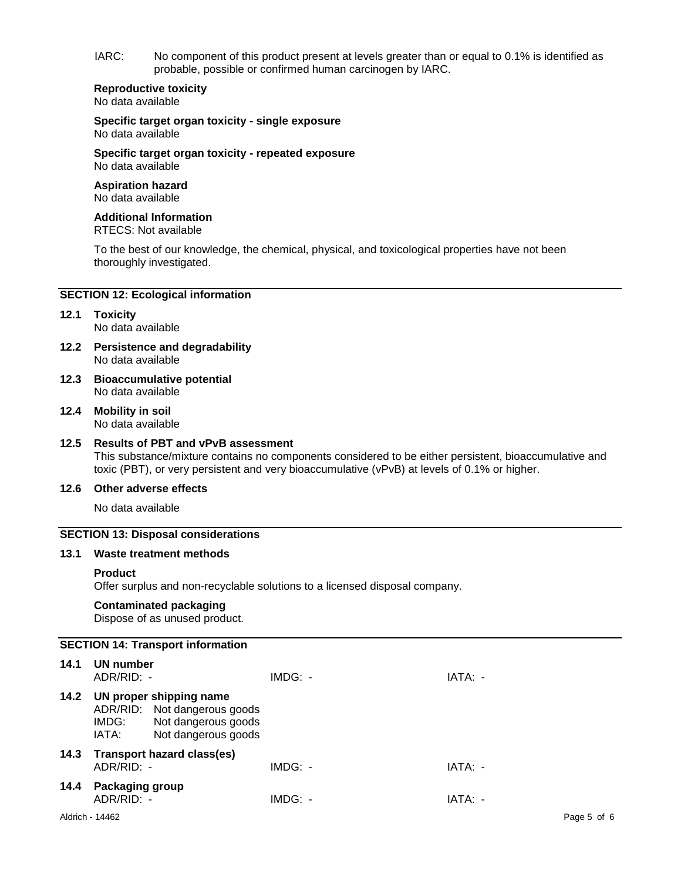IARC: No component of this product present at levels greater than or equal to 0.1% is identified as probable, possible or confirmed human carcinogen by IARC.

**Reproductive toxicity**
No data available

**Specific target organ toxicity - single exposure**
No data available

**Specific target organ toxicity - repeated exposure**
No data available

**Aspiration hazard**
No data available

**Additional Information**
RTECS: Not available

To the best of our knowledge, the chemical, physical, and toxicological properties have not been thoroughly investigated.

## SECTION 12: Ecological information

### 12.1 Toxicity
No data available

### 12.2 Persistence and degradability
No data available

### 12.3 Bioaccumulative potential
No data available

### 12.4 Mobility in soil
No data available

### 12.5 Results of PBT and vPvB assessment
This substance/mixture contains no components considered to be either persistent, bioaccumulative and toxic (PBT), or very persistent and very bioaccumulative (vPvB) at levels of 0.1% or higher.

### 12.6 Other adverse effects
No data available

## SECTION 13: Disposal considerations

### 13.1 Waste treatment methods

**Product**
Offer surplus and non-recyclable solutions to a licensed disposal company.

**Contaminated packaging**
Dispose of as unused product.

## SECTION 14: Transport information

### 14.1 UN number
ADR/RID: - IMDG: - IATA: -

### 14.2 UN proper shipping name
ADR/RID: Not dangerous goods
IMDG: Not dangerous goods
IATA: Not dangerous goods

### 14.3 Transport hazard class(es)
ADR/RID: - IMDG: - IATA: -

### 14.4 Packaging group
ADR/RID: - IMDG: - IATA: -

Aldrich - 14462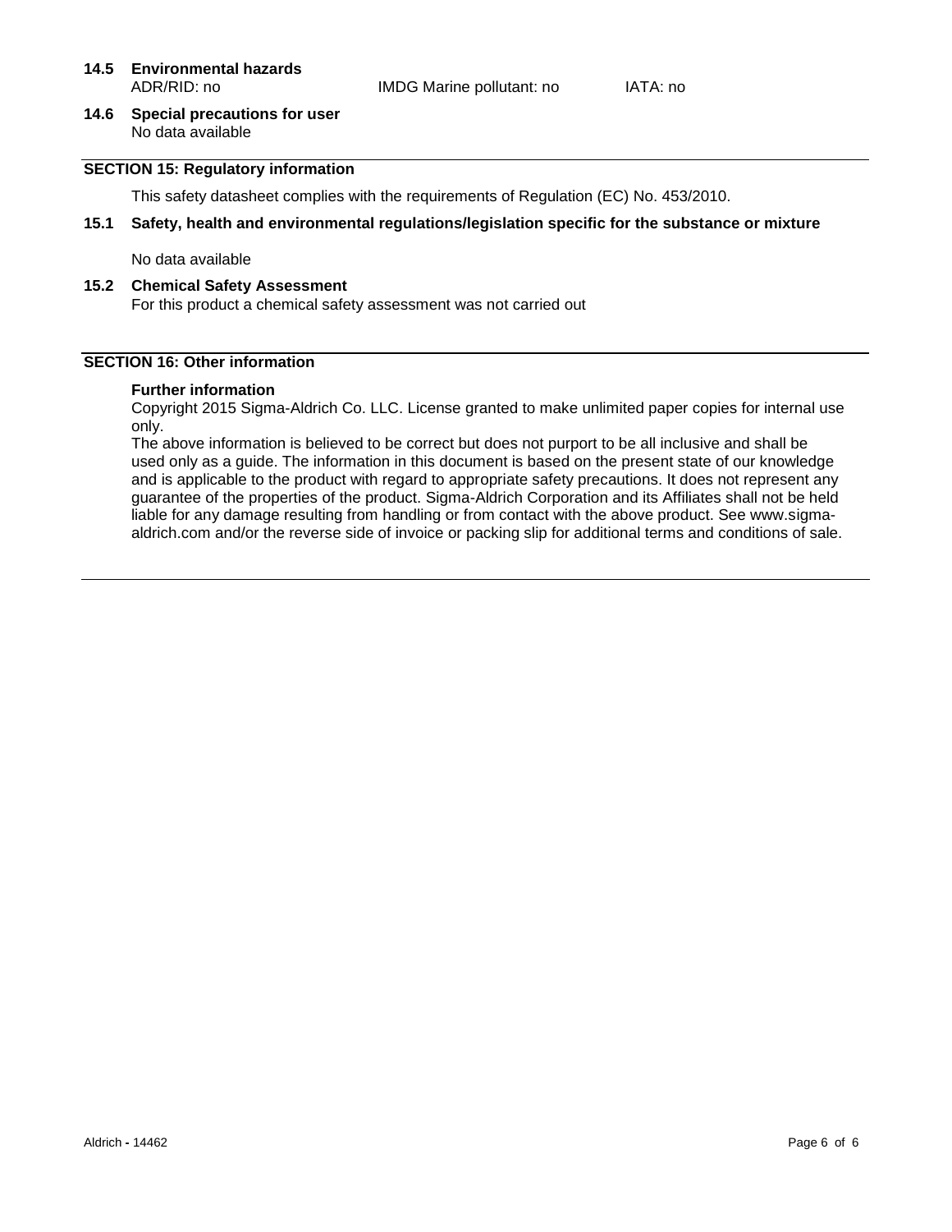### 14.5 Environmental hazards

ADR/RID: no    IMDG Marine pollutant: no    IATA: no

### 14.6 Special precautions for user

No data available

## SECTION 15: Regulatory information

This safety datasheet complies with the requirements of Regulation (EC) No. 453/2010.

### 15.1 Safety, health and environmental regulations/legislation specific for the substance or mixture

No data available

### 15.2 Chemical Safety Assessment

For this product a chemical safety assessment was not carried out

## SECTION 16: Other information

**Further information**

Copyright 2015 Sigma-Aldrich Co. LLC. License granted to make unlimited paper copies for internal use only.

The above information is believed to be correct but does not purport to be all inclusive and shall be used only as a guide. The information in this document is based on the present state of our knowledge and is applicable to the product with regard to appropriate safety precautions. It does not represent any guarantee of the properties of the product. Sigma-Aldrich Corporation and its Affiliates shall not be held liable for any damage resulting from handling or from contact with the above product. See www.sigma-aldrich.com and/or the reverse side of invoice or packing slip for additional terms and conditions of sale.